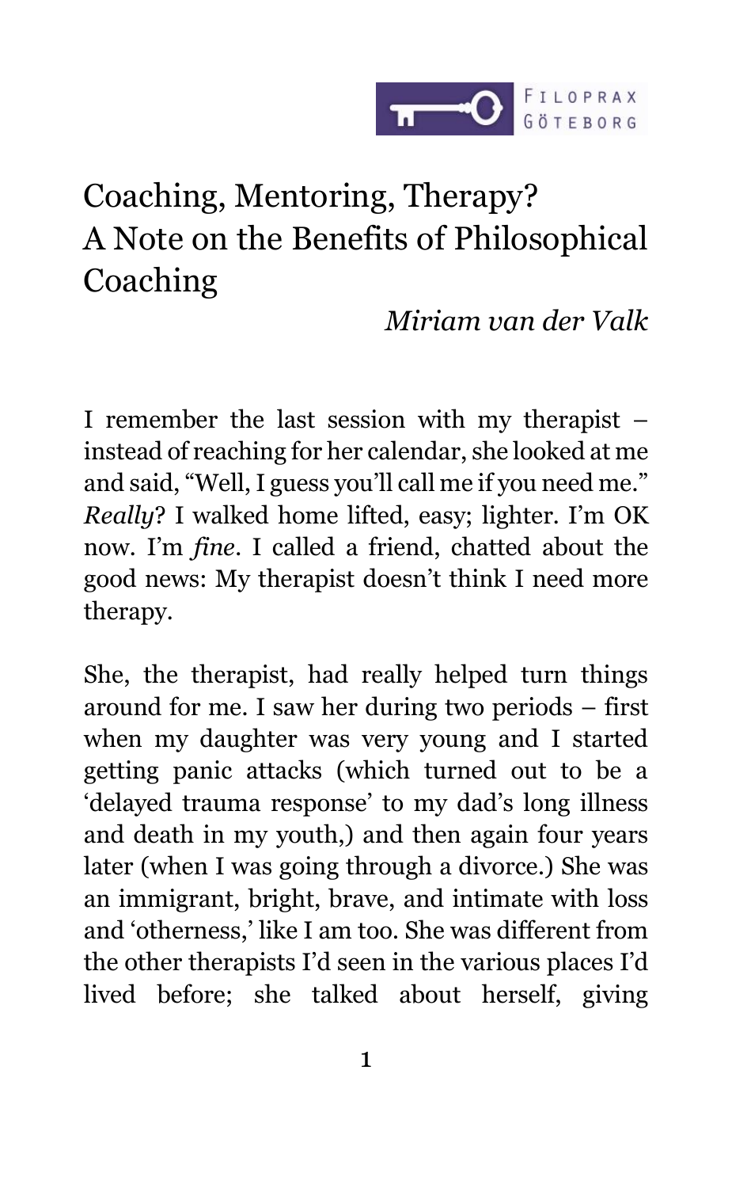FILOPRAX GÖTEBORG

# Coaching, Mentoring, Therapy? A Note on the Benefits of Philosophical Coaching

*Miriam van der Valk*

I remember the last session with my therapist – instead of reaching for her calendar, she looked at me and said, "Well, I guess you'll call me if you need me." *Really*? I walked home lifted, easy; lighter. I'm OK now. I'm *fine*. I called a friend, chatted about the good news: My therapist doesn't think I need more therapy.

She, the therapist, had really helped turn things around for me. I saw her during two periods – first when my daughter was very young and I started getting panic attacks (which turned out to be a 'delayed trauma response' to my dad's long illness and death in my youth,) and then again four years later (when I was going through a divorce.) She was an immigrant, bright, brave, and intimate with loss and 'otherness,' like I am too. She was different from the other therapists I'd seen in the various places I'd lived before; she talked about herself, giving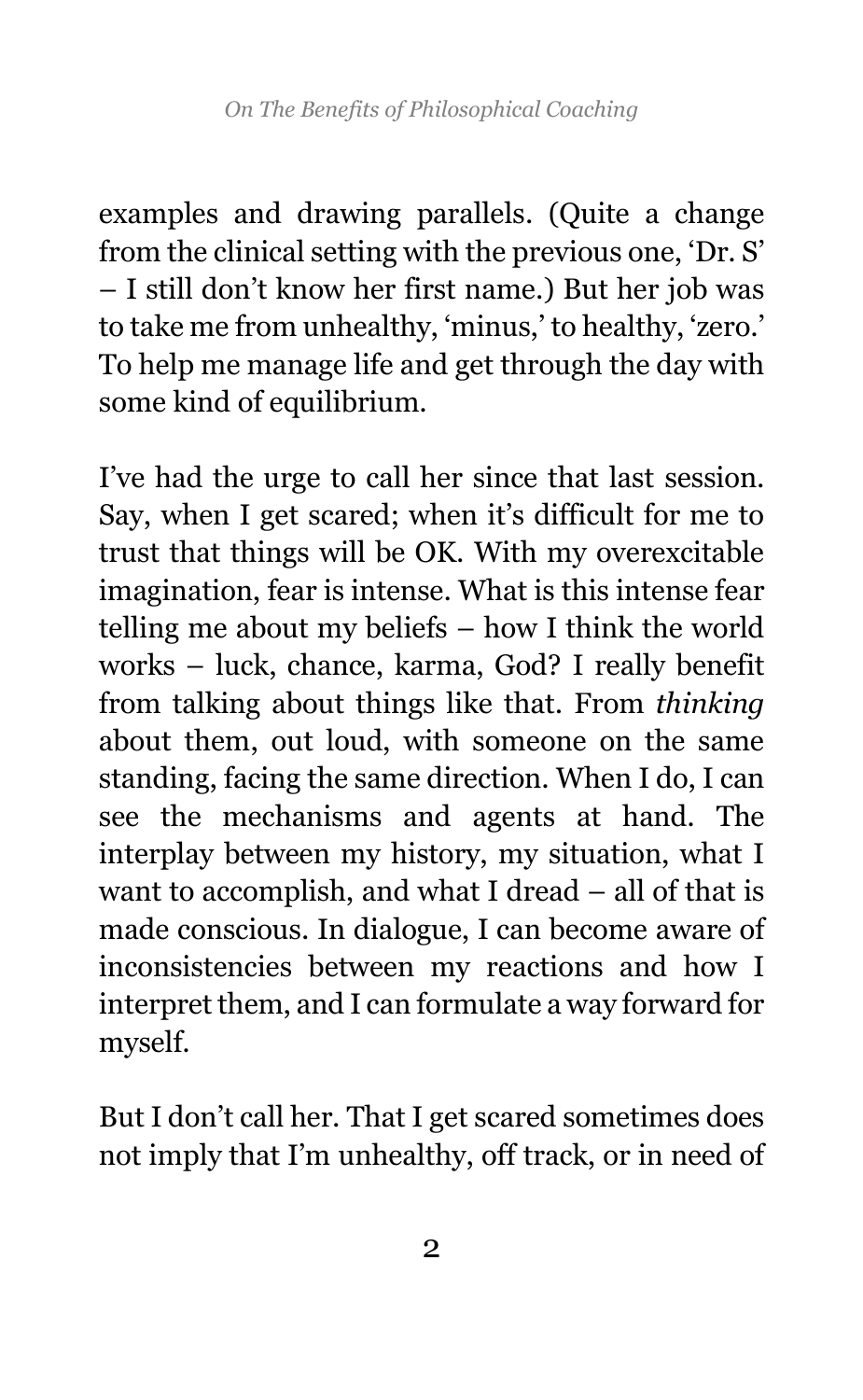examples and drawing parallels. (Quite a change from the clinical setting with the previous one, 'Dr. S' – I still don't know her first name.) But her job was to take me from unhealthy, 'minus,' to healthy, 'zero.' To help me manage life and get through the day with some kind of equilibrium.

I've had the urge to call her since that last session. Say, when I get scared; when it's difficult for me to trust that things will be OK. With my overexcitable imagination, fear is intense. What is this intense fear telling me about my beliefs – how I think the world works – luck, chance, karma, God? I really benefit from talking about things like that. From *thinking* about them, out loud, with someone on the same standing, facing the same direction. When I do, I can see the mechanisms and agents at hand. The interplay between my history, my situation, what I want to accomplish, and what I dread – all of that is made conscious. In dialogue, I can become aware of inconsistencies between my reactions and how I interpret them, and I can formulate a way forward for myself.

But I don't call her. That I get scared sometimes does not imply that I'm unhealthy, off track, or in need of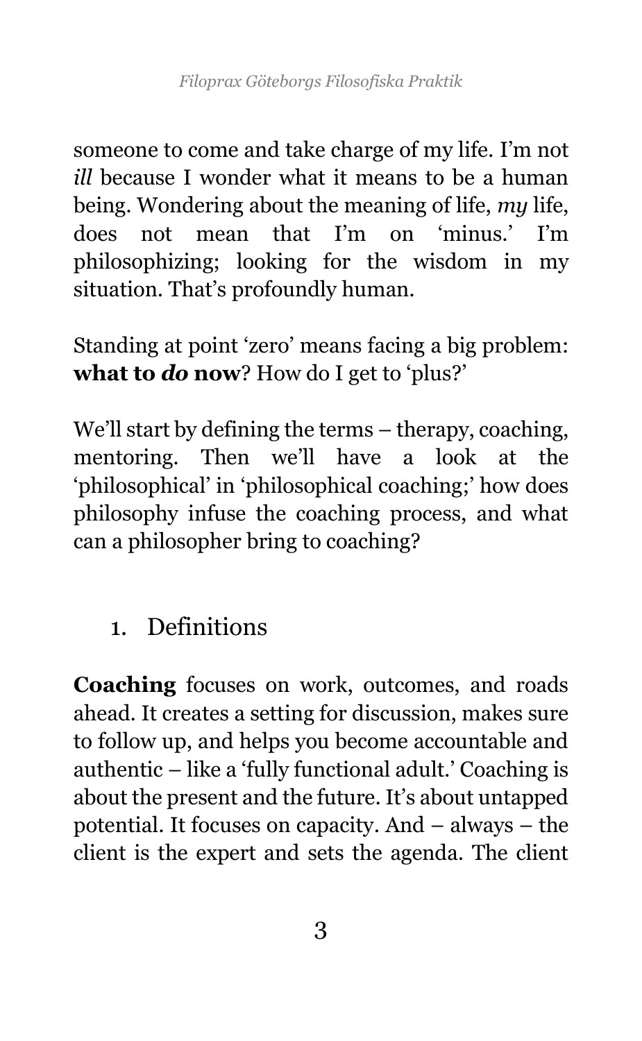someone to come and take charge of my life. I'm not *ill* because I wonder what it means to be a human being. Wondering about the meaning of life, *my* life, does not mean that I'm on 'minus.' I'm philosophizing; looking for the wisdom in my situation. That's profoundly human.

Standing at point 'zero' means facing a big problem: **what to *do* now**? How do I get to 'plus?'

We'll start by defining the terms – therapy, coaching, mentoring. Then we'll have a look at the 'philosophical' in 'philosophical coaching;' how does philosophy infuse the coaching process, and what can a philosopher bring to coaching?

## 1. Definitions

**Coaching** focuses on work, outcomes, and roads ahead. It creates a setting for discussion, makes sure to follow up, and helps you become accountable and authentic – like a 'fully functional adult.' Coaching is about the present and the future. It's about untapped potential. It focuses on capacity. And – always – the client is the expert and sets the agenda. The client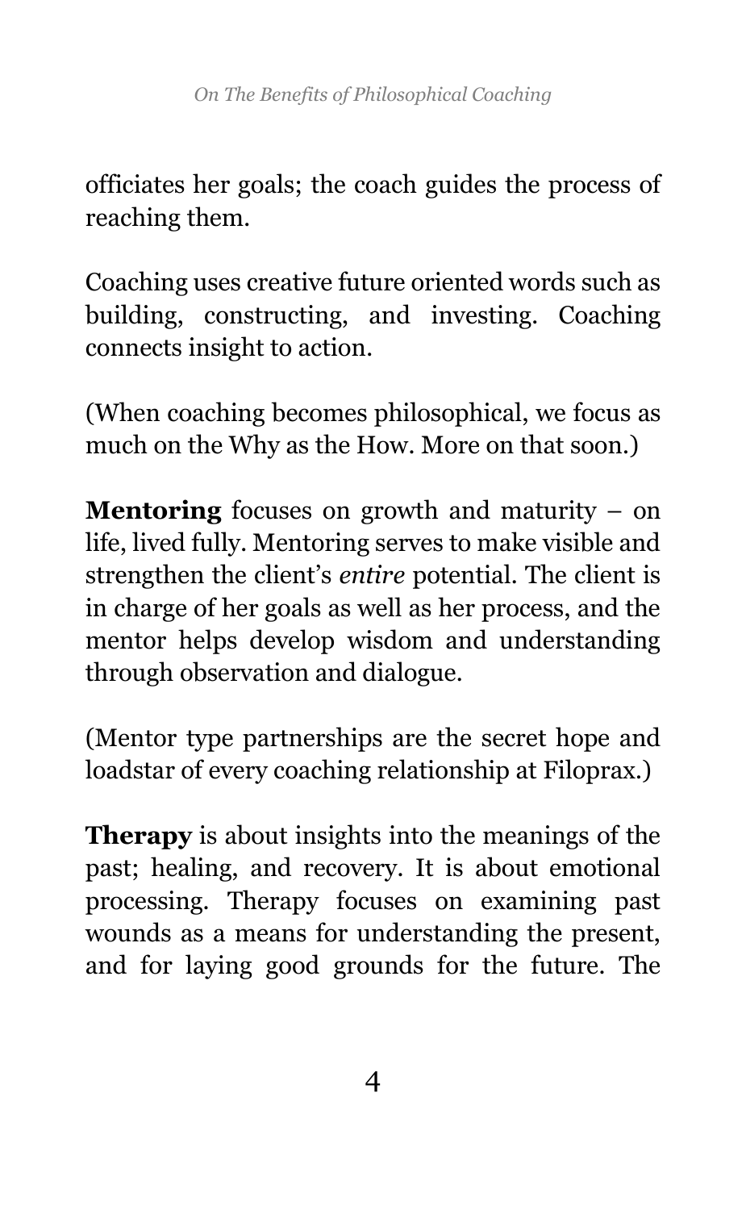officiates her goals; the coach guides the process of reaching them.

Coaching uses creative future oriented words such as building, constructing, and investing. Coaching connects insight to action.

(When coaching becomes philosophical, we focus as much on the Why as the How. More on that soon.)

**Mentoring** focuses on growth and maturity – on life, lived fully. Mentoring serves to make visible and strengthen the client's *entire* potential. The client is in charge of her goals as well as her process, and the mentor helps develop wisdom and understanding through observation and dialogue.

(Mentor type partnerships are the secret hope and loadstar of every coaching relationship at Filoprax.)

**Therapy** is about insights into the meanings of the past; healing, and recovery. It is about emotional processing. Therapy focuses on examining past wounds as a means for understanding the present, and for laying good grounds for the future. The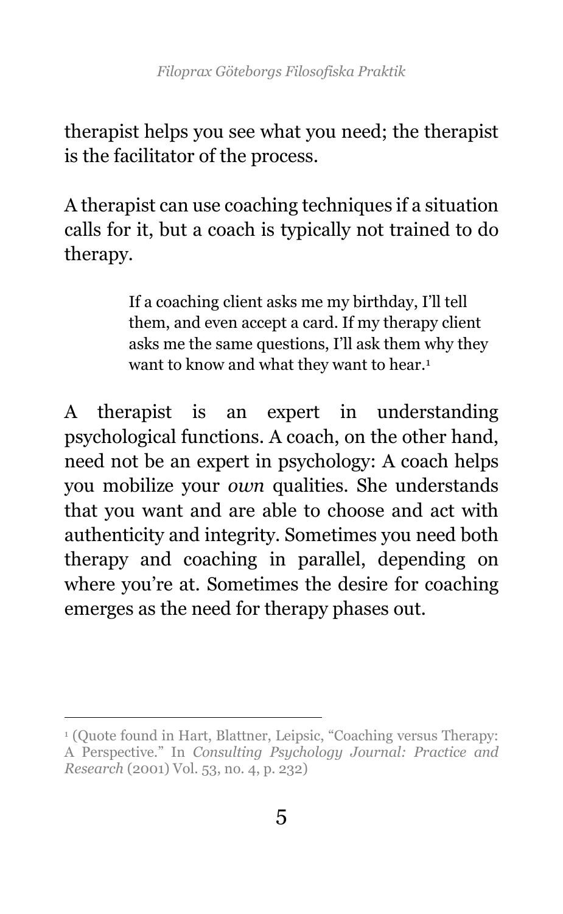therapist helps you see what you need; the therapist is the facilitator of the process.

A therapist can use coaching techniques if a situation calls for it, but a coach is typically not trained to do therapy.

> If a coaching client asks me my birthday, I'll tell them, and even accept a card. If my therapy client asks me the same questions, I'll ask them why they want to know and what they want to hear.[1]

A therapist is an expert in understanding psychological functions. A coach, on the other hand, need not be an expert in psychology: A coach helps you mobilize your *own* qualities. She understands that you want and are able to choose and act with authenticity and integrity. Sometimes you need both therapy and coaching in parallel, depending on where you're at. Sometimes the desire for coaching emerges as the need for therapy phases out.

---

[1] (Quote found in Hart, Blattner, Leipsic, "Coaching versus Therapy: A Perspective." In *Consulting Psychology Journal: Practice and Research* (2001) Vol. 53, no. 4, p. 232)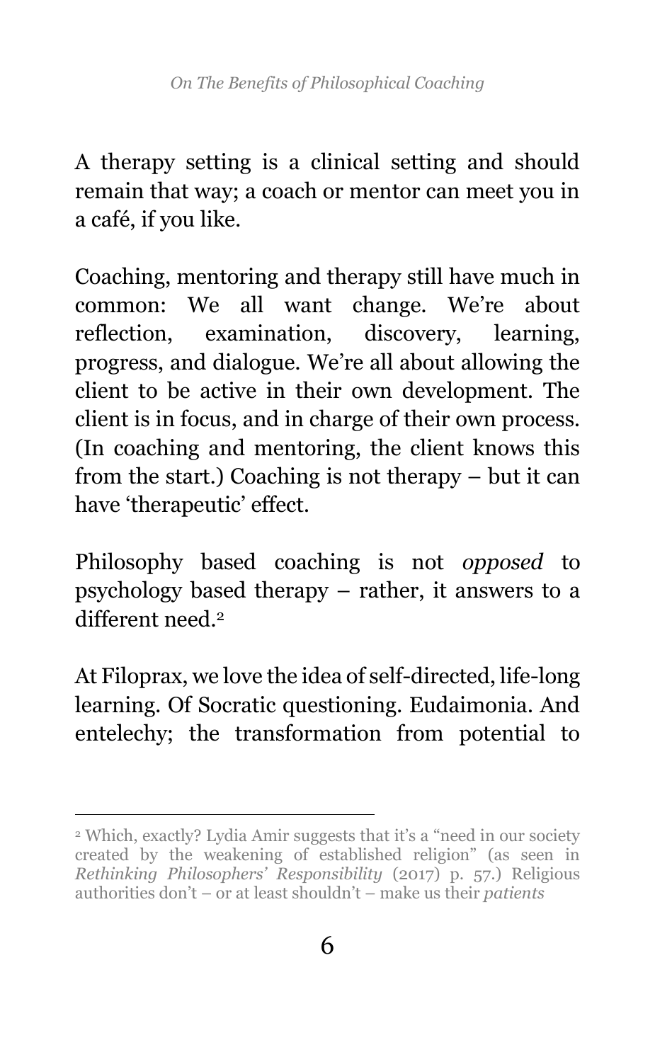A therapy setting is a clinical setting and should remain that way; a coach or mentor can meet you in a café, if you like.

Coaching, mentoring and therapy still have much in common: We all want change. We're about reflection, examination, discovery, learning, progress, and dialogue. We're all about allowing the client to be active in their own development. The client is in focus, and in charge of their own process. (In coaching and mentoring, the client knows this from the start.) Coaching is not therapy – but it can have 'therapeutic' effect.

Philosophy based coaching is not *opposed* to psychology based therapy – rather, it answers to a different need.[2]

At Filoprax, we love the idea of self-directed, life-long learning. Of Socratic questioning. Eudaimonia. And entelechy; the transformation from potential to

---

[2] Which, exactly? Lydia Amir suggests that it's a "need in our society created by the weakening of established religion" (as seen in *Rethinking Philosophers' Responsibility* (2017) p. 57.) Religious authorities don't – or at least shouldn't – make us their *patients*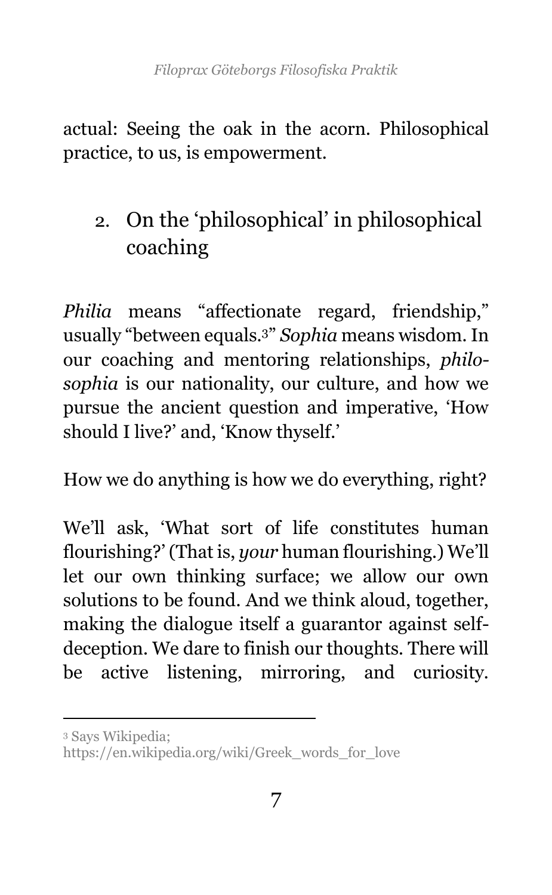actual: Seeing the oak in the acorn. Philosophical practice, to us, is empowerment.

## 2. On the 'philosophical' in philosophical coaching

*Philia* means "affectionate regard, friendship," usually "between equals.[3]" *Sophia* means wisdom. In our coaching and mentoring relationships, *philosophia* is our nationality, our culture, and how we pursue the ancient question and imperative, 'How should I live?' and, 'Know thyself.'

How we do anything is how we do everything, right?

We'll ask, 'What sort of life constitutes human flourishing?' (That is, *your* human flourishing.) We'll let our own thinking surface; we allow our own solutions to be found. And we think aloud, together, making the dialogue itself a guarantor against self-deception. We dare to finish our thoughts. There will be active listening, mirroring, and curiosity.

---

[3] Says Wikipedia; https://en.wikipedia.org/wiki/Greek_words_for_love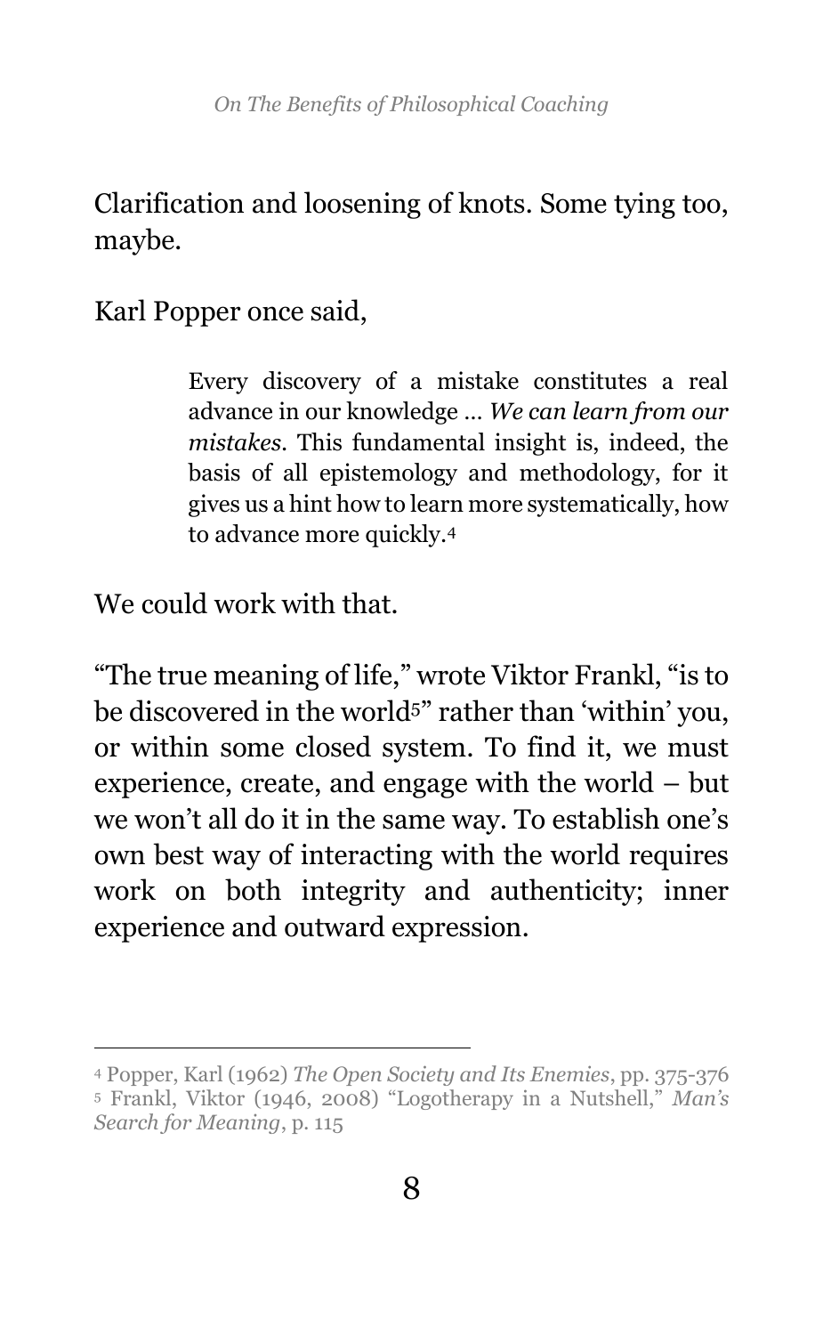Clarification and loosening of knots. Some tying too, maybe.

Karl Popper once said,

> Every discovery of a mistake constitutes a real advance in our knowledge … *We can learn from our mistakes*. This fundamental insight is, indeed, the basis of all epistemology and methodology, for it gives us a hint how to learn more systematically, how to advance more quickly.[4]

We could work with that.

"The true meaning of life," wrote Viktor Frankl, "is to be discovered in the world[5]" rather than 'within' you, or within some closed system. To find it, we must experience, create, and engage with the world – but we won't all do it in the same way. To establish one's own best way of interacting with the world requires work on both integrity and authenticity; inner experience and outward expression.

---

[4] Popper, Karl (1962) *The Open Society and Its Enemies*, pp. 375-376

[5] Frankl, Viktor (1946, 2008) "Logotherapy in a Nutshell," *Man's Search for Meaning*, p. 115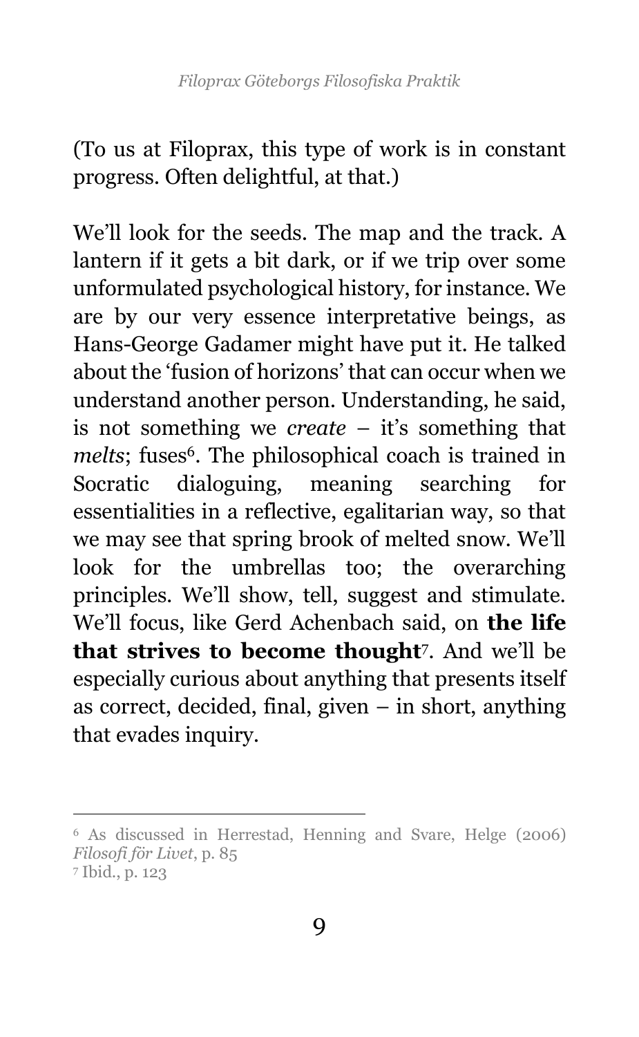(To us at Filoprax, this type of work is in constant progress. Often delightful, at that.)

We'll look for the seeds. The map and the track. A lantern if it gets a bit dark, or if we trip over some unformulated psychological history, for instance. We are by our very essence interpretative beings, as Hans-George Gadamer might have put it. He talked about the 'fusion of horizons' that can occur when we understand another person. Understanding, he said, is not something we *create* – it's something that *melts*; fuses[6]. The philosophical coach is trained in Socratic dialoguing, meaning searching for essentialities in a reflective, egalitarian way, so that we may see that spring brook of melted snow. We'll look for the umbrellas too; the overarching principles. We'll show, tell, suggest and stimulate. We'll focus, like Gerd Achenbach said, on **the life that strives to become thought**[7]. And we'll be especially curious about anything that presents itself as correct, decided, final, given – in short, anything that evades inquiry.

---

[6] As discussed in Herrestad, Henning and Svare, Helge (2006) *Filosofi för Livet*, p. 85

[7] Ibid., p. 123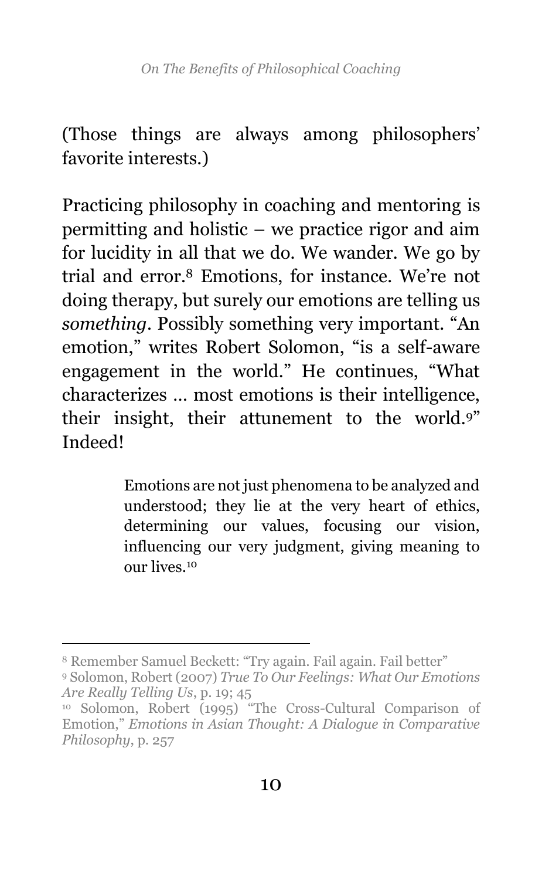(Those things are always among philosophers' favorite interests.)

Practicing philosophy in coaching and mentoring is permitting and holistic – we practice rigor and aim for lucidity in all that we do. We wander. We go by trial and error.[8] Emotions, for instance. We're not doing therapy, but surely our emotions are telling us *something*. Possibly something very important. "An emotion," writes Robert Solomon, "is a self-aware engagement in the world." He continues, "What characterizes … most emotions is their intelligence, their insight, their attunement to the world.[9]" Indeed!

> Emotions are not just phenomena to be analyzed and understood; they lie at the very heart of ethics, determining our values, focusing our vision, influencing our very judgment, giving meaning to our lives.[10]

---

[8] Remember Samuel Beckett: "Try again. Fail again. Fail better"

[9] Solomon, Robert (2007) *True To Our Feelings: What Our Emotions Are Really Telling Us*, p. 19; 45

[10] Solomon, Robert (1995) "The Cross-Cultural Comparison of Emotion," *Emotions in Asian Thought: A Dialogue in Comparative Philosophy*, p. 257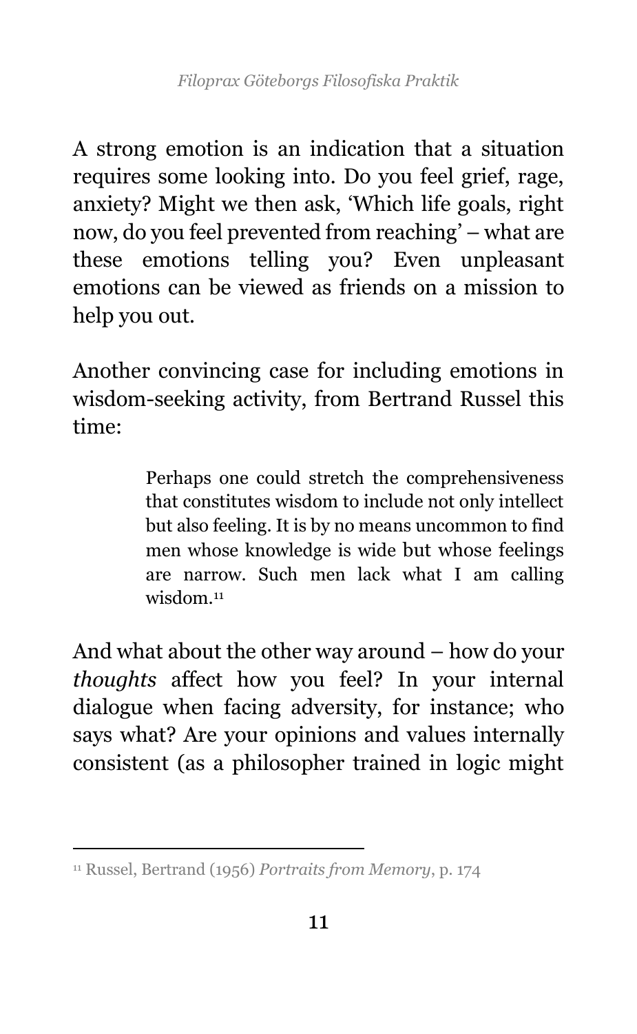A strong emotion is an indication that a situation requires some looking into. Do you feel grief, rage, anxiety? Might we then ask, 'Which life goals, right now, do you feel prevented from reaching' – what are these emotions telling you? Even unpleasant emotions can be viewed as friends on a mission to help you out.

Another convincing case for including emotions in wisdom-seeking activity, from Bertrand Russel this time:

> Perhaps one could stretch the comprehensiveness that constitutes wisdom to include not only intellect but also feeling. It is by no means uncommon to find men whose knowledge is wide but whose feelings are narrow. Such men lack what I am calling wisdom.[11]

And what about the other way around – how do your *thoughts* affect how you feel? In your internal dialogue when facing adversity, for instance; who says what? Are your opinions and values internally consistent (as a philosopher trained in logic might

---

[11] Russel, Bertrand (1956) *Portraits from Memory*, p. 174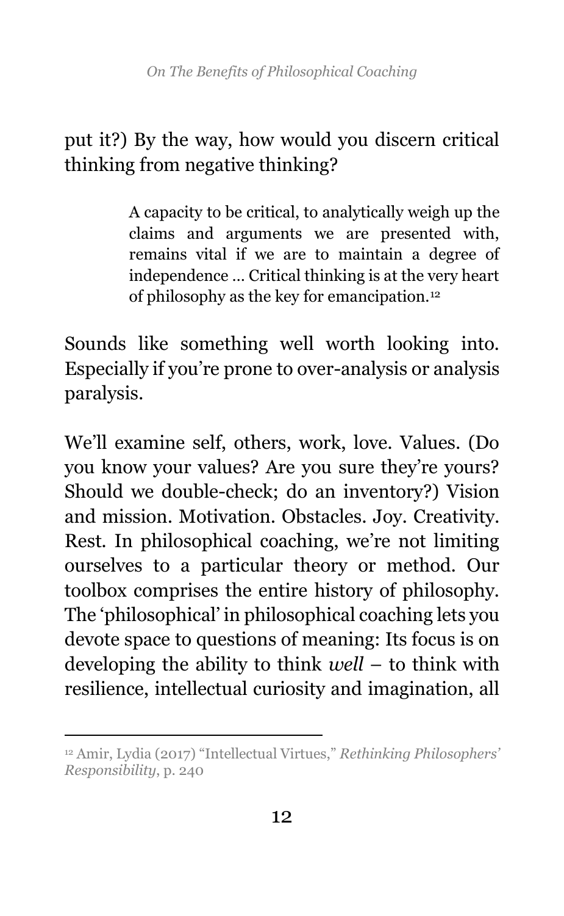put it?) By the way, how would you discern critical thinking from negative thinking?

> A capacity to be critical, to analytically weigh up the claims and arguments we are presented with, remains vital if we are to maintain a degree of independence … Critical thinking is at the very heart of philosophy as the key for emancipation.[12]

Sounds like something well worth looking into. Especially if you're prone to over-analysis or analysis paralysis.

We'll examine self, others, work, love. Values. (Do you know your values? Are you sure they're yours? Should we double-check; do an inventory?) Vision and mission. Motivation. Obstacles. Joy. Creativity. Rest. In philosophical coaching, we're not limiting ourselves to a particular theory or method. Our toolbox comprises the entire history of philosophy. The 'philosophical' in philosophical coaching lets you devote space to questions of meaning: Its focus is on developing the ability to think *well* – to think with resilience, intellectual curiosity and imagination, all

---

[12] Amir, Lydia (2017) "Intellectual Virtues," *Rethinking Philosophers' Responsibility*, p. 240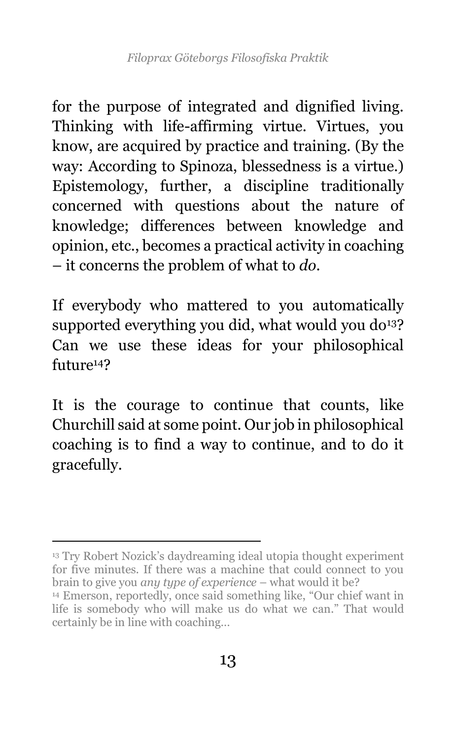for the purpose of integrated and dignified living. Thinking with life-affirming virtue. Virtues, you know, are acquired by practice and training. (By the way: According to Spinoza, blessedness is a virtue.) Epistemology, further, a discipline traditionally concerned with questions about the nature of knowledge; differences between knowledge and opinion, etc., becomes a practical activity in coaching – it concerns the problem of what to *do*.

If everybody who mattered to you automatically supported everything you did, what would you do[13]? Can we use these ideas for your philosophical future[14]?

It is the courage to continue that counts, like Churchill said at some point. Our job in philosophical coaching is to find a way to continue, and to do it gracefully.

---

[13] Try Robert Nozick's daydreaming ideal utopia thought experiment for five minutes. If there was a machine that could connect to you brain to give you *any type of experience* – what would it be?

[14] Emerson, reportedly, once said something like, "Our chief want in life is somebody who will make us do what we can." That would certainly be in line with coaching…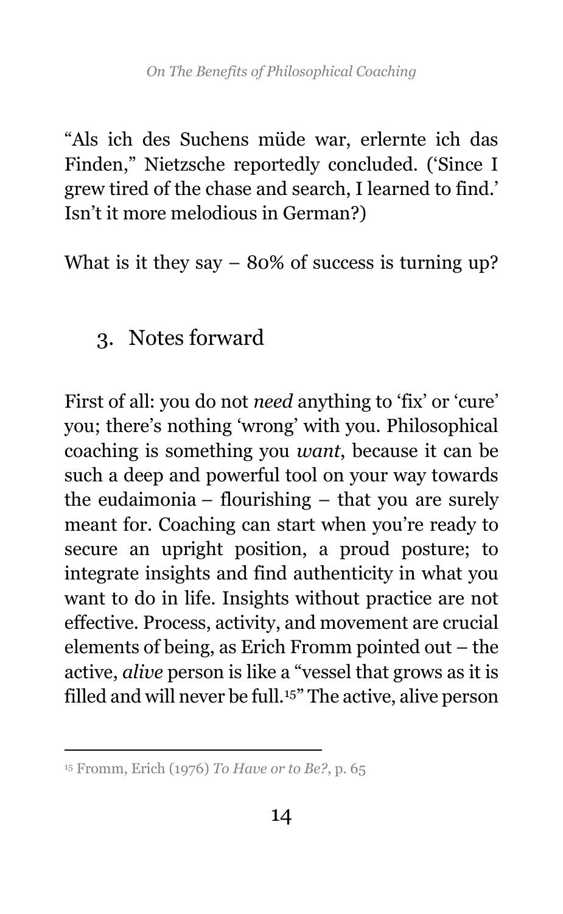"Als ich des Suchens müde war, erlernte ich das Finden," Nietzsche reportedly concluded. ('Since I grew tired of the chase and search, I learned to find.' Isn't it more melodious in German?)

What is it they say – 80% of success is turning up?

## 3. Notes forward

First of all: you do not *need* anything to 'fix' or 'cure' you; there's nothing 'wrong' with you. Philosophical coaching is something you *want*, because it can be such a deep and powerful tool on your way towards the eudaimonia – flourishing – that you are surely meant for. Coaching can start when you're ready to secure an upright position, a proud posture; to integrate insights and find authenticity in what you want to do in life. Insights without practice are not effective. Process, activity, and movement are crucial elements of being, as Erich Fromm pointed out – the active, *alive* person is like a "vessel that grows as it is filled and will never be full.[15]" The active, alive person

[15] Fromm, Erich (1976) *To Have or to Be?*, p. 65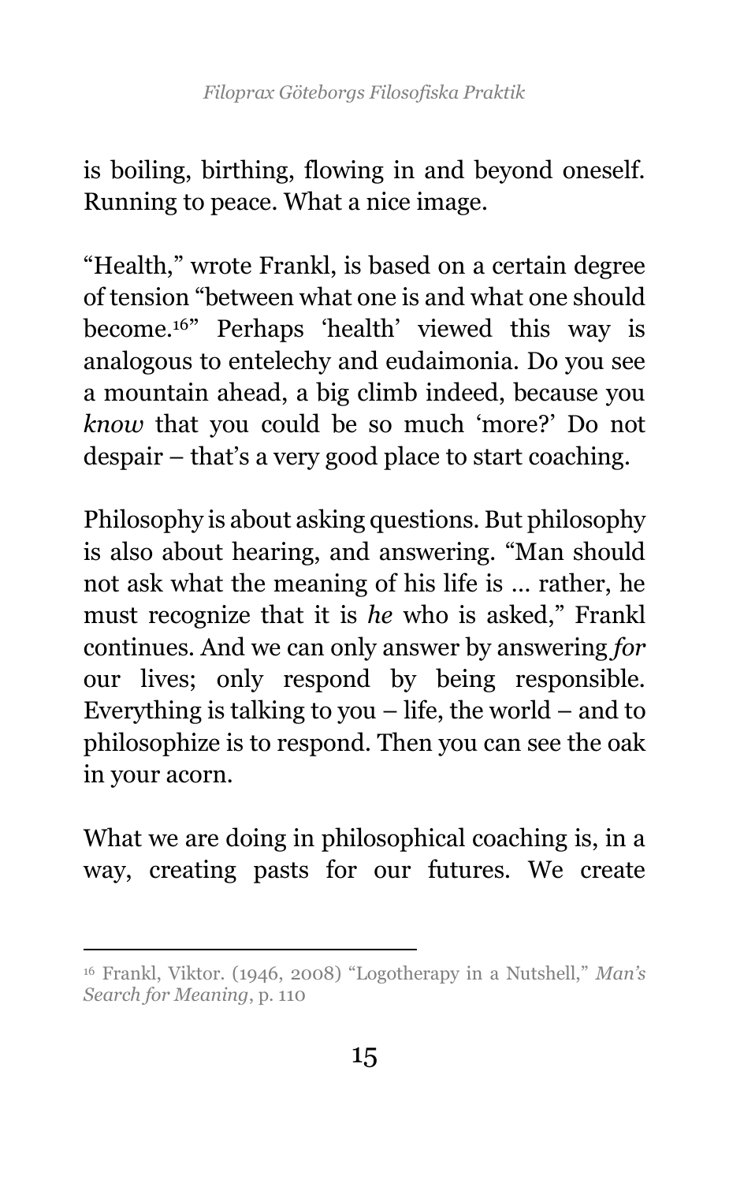is boiling, birthing, flowing in and beyond oneself. Running to peace. What a nice image.

"Health," wrote Frankl, is based on a certain degree of tension "between what one is and what one should become.[16]" Perhaps 'health' viewed this way is analogous to entelechy and eudaimonia. Do you see a mountain ahead, a big climb indeed, because you *know* that you could be so much 'more?' Do not despair – that's a very good place to start coaching.

Philosophy is about asking questions. But philosophy is also about hearing, and answering. "Man should not ask what the meaning of his life is … rather, he must recognize that it is *he* who is asked," Frankl continues. And we can only answer by answering *for* our lives; only respond by being responsible. Everything is talking to you – life, the world – and to philosophize is to respond. Then you can see the oak in your acorn.

What we are doing in philosophical coaching is, in a way, creating pasts for our futures. We create

[16] Frankl, Viktor. (1946, 2008) "Logotherapy in a Nutshell," *Man's Search for Meaning*, p. 110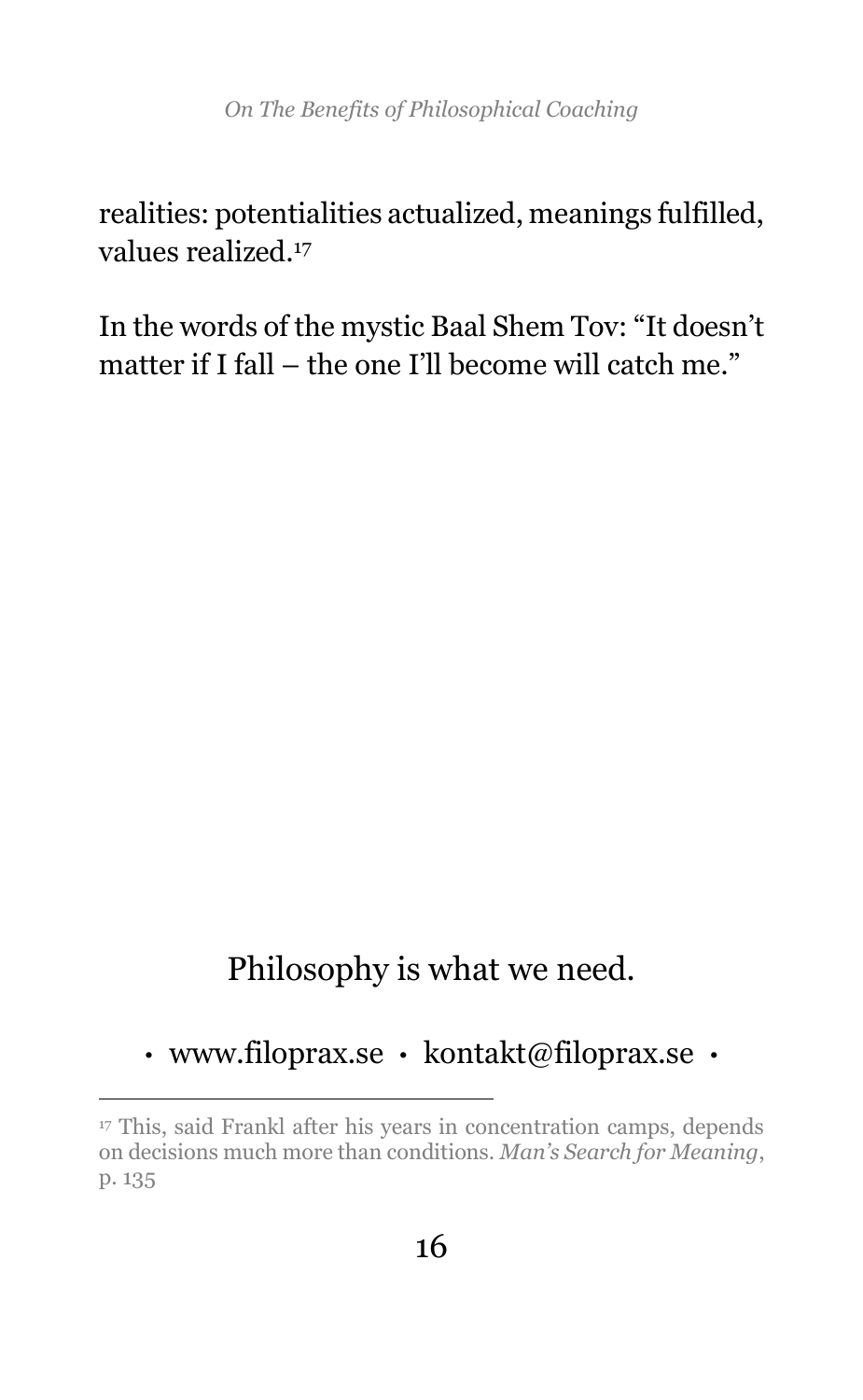realities: potentialities actualized, meanings fulfilled, values realized.[17]

In the words of the mystic Baal Shem Tov: "It doesn't matter if I fall – the one I'll become will catch me."

Philosophy is what we need.

· www.filoprax.se · kontakt@filoprax.se ·

[17] This, said Frankl after his years in concentration camps, depends on decisions much more than conditions. *Man's Search for Meaning*, p. 135